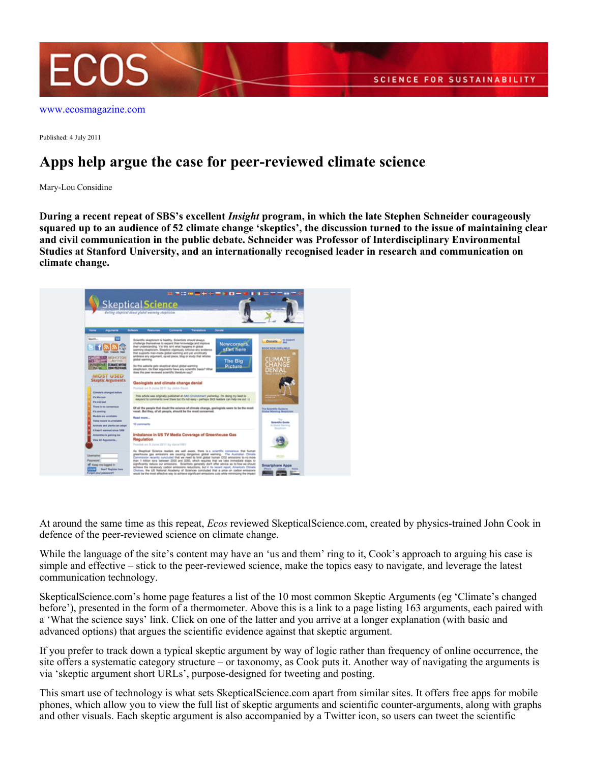www.ecosmagazine.com

Published: 4 July 2011

# Apps help argue the case for peer-reviewed climate science

Mary-Lou Considine

**During a recent repeat of SBS's excellent *Insight* program, in which the late Stephen Schneider courageously squared up to an audience of 52 climate change 'skeptics', the discussion turned to the issue of maintaining clear and civil communication in the public debate. Schneider was Professor of Interdisciplinary Environmental Studies at Stanford University, and an internationally recognised leader in research and communication on climate change.**

At around the same time as this repeat, *Ecos* reviewed SkepticalScience.com, created by physics-trained John Cook in defence of the peer-reviewed science on climate change.

While the language of the site's content may have an 'us and them' ring to it, Cook's approach to arguing his case is simple and effective – stick to the peer-reviewed science, make the topics easy to navigate, and leverage the latest communication technology.

SkepticalScience.com's home page features a list of the 10 most common Skeptic Arguments (eg 'Climate's changed before'), presented in the form of a thermometer. Above this is a link to a page listing 163 arguments, each paired with a 'What the science says' link. Click on one of the latter and you arrive at a longer explanation (with basic and advanced options) that argues the scientific evidence against that skeptic argument.

If you prefer to track down a typical skeptic argument by way of logic rather than frequency of online occurrence, the site offers a systematic category structure – or taxonomy, as Cook puts it. Another way of navigating the arguments is via 'skeptic argument short URLs', purpose-designed for tweeting and posting.

This smart use of technology is what sets SkepticalScience.com apart from similar sites. It offers free apps for mobile phones, which allow you to view the full list of skeptic arguments and scientific counter-arguments, along with graphs and other visuals. Each skeptic argument is also accompanied by a Twitter icon, so users can tweet the scientific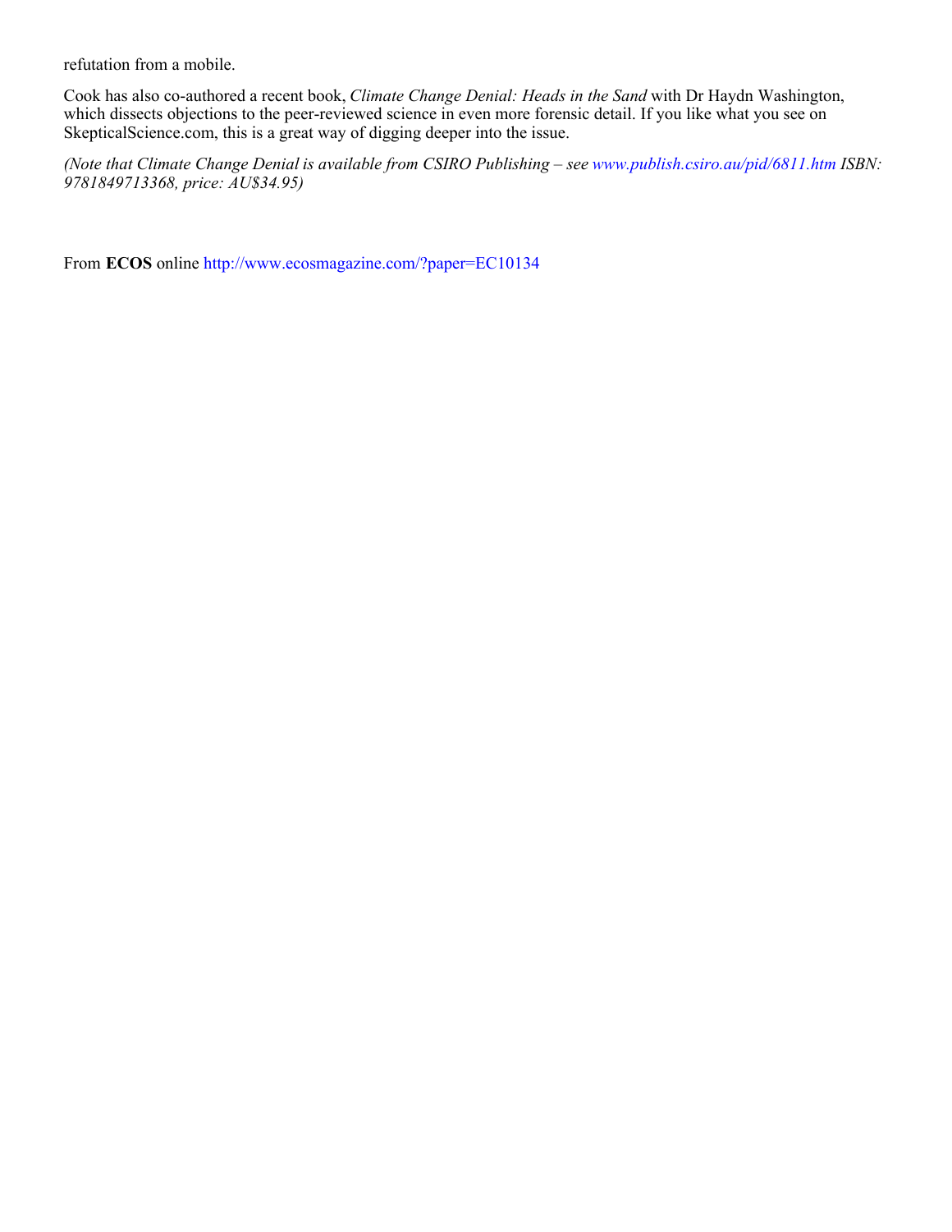refutation from a mobile.

Cook has also co-authored a recent book, *Climate Change Denial: Heads in the Sand* with Dr Haydn Washington, which dissects objections to the peer-reviewed science in even more forensic detail. If you like what you see on SkepticalScience.com, this is a great way of digging deeper into the issue.

*(Note that Climate Change Denial is available from CSIRO Publishing – see www.publish.csiro.au/pid/6811.htm ISBN: 9781849713368, price: AU$34.95)*

From **ECOS** online http://www.ecosmagazine.com/?paper=EC10134